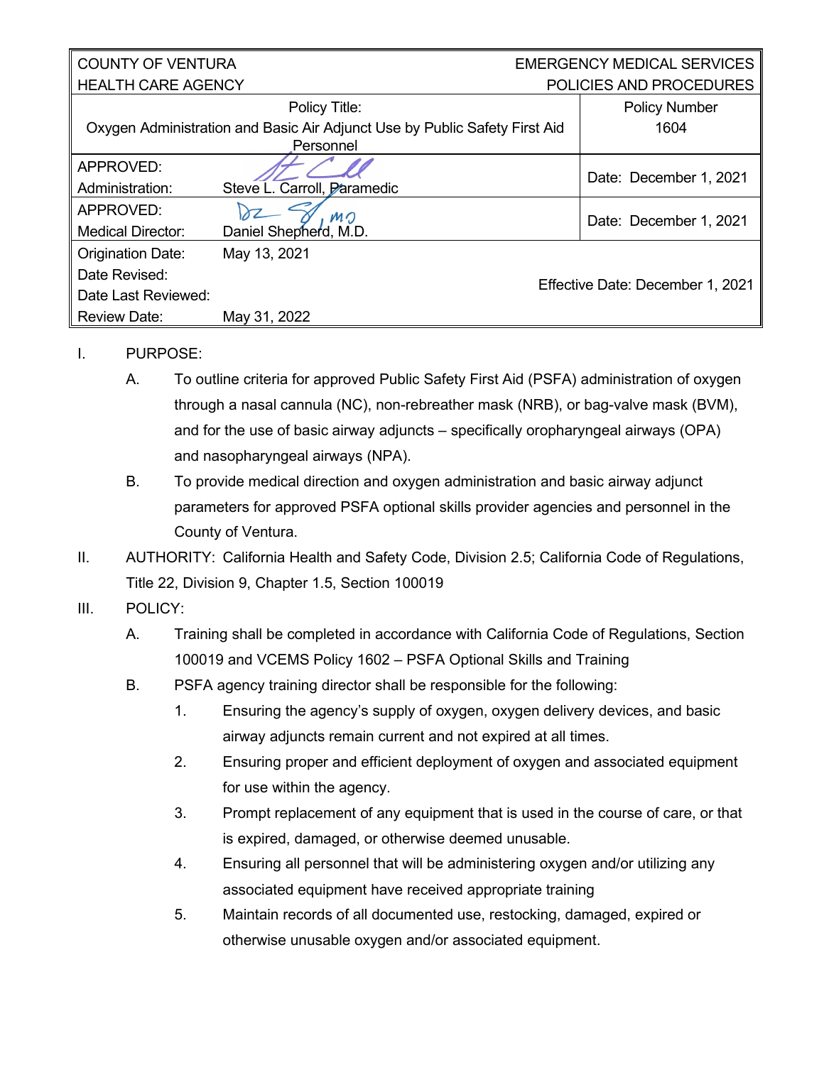| COUNTY OF VENTURA<br>HEALTH CARE AGENCY | | EMERGENCY MEDICAL SERVICES<br>POLICIES AND PROCEDURES |
|---|---|---|
| Policy Title:<br>Oxygen Administration and Basic Air Adjunct Use by Public Safety First Aid Personnel | | Policy Number<br>1604 |
| APPROVED:<br>Administration: | Steve L. Carroll, Paramedic | Date: December 1, 2021 |
| APPROVED:<br>Medical Director: | Daniel Shepherd, M.D. | Date: December 1, 2021 |
| Origination Date:<br>Date Revised:<br>Date Last Reviewed:<br>Review Date: | May 13, 2021<br><br><br>May 31, 2022 | Effective Date: December 1, 2021 |

I. PURPOSE:

A. To outline criteria for approved Public Safety First Aid (PSFA) administration of oxygen through a nasal cannula (NC), non-rebreather mask (NRB), or bag-valve mask (BVM), and for the use of basic airway adjuncts – specifically oropharyngeal airways (OPA) and nasopharyngeal airways (NPA).

B. To provide medical direction and oxygen administration and basic airway adjunct parameters for approved PSFA optional skills provider agencies and personnel in the County of Ventura.

II. AUTHORITY: California Health and Safety Code, Division 2.5; California Code of Regulations, Title 22, Division 9, Chapter 1.5, Section 100019

III. POLICY:

A. Training shall be completed in accordance with California Code of Regulations, Section 100019 and VCEMS Policy 1602 – PSFA Optional Skills and Training

B. PSFA agency training director shall be responsible for the following:

1. Ensuring the agency's supply of oxygen, oxygen delivery devices, and basic airway adjuncts remain current and not expired at all times.
2. Ensuring proper and efficient deployment of oxygen and associated equipment for use within the agency.
3. Prompt replacement of any equipment that is used in the course of care, or that is expired, damaged, or otherwise deemed unusable.
4. Ensuring all personnel that will be administering oxygen and/or utilizing any associated equipment have received appropriate training
5. Maintain records of all documented use, restocking, damaged, expired or otherwise unusable oxygen and/or associated equipment.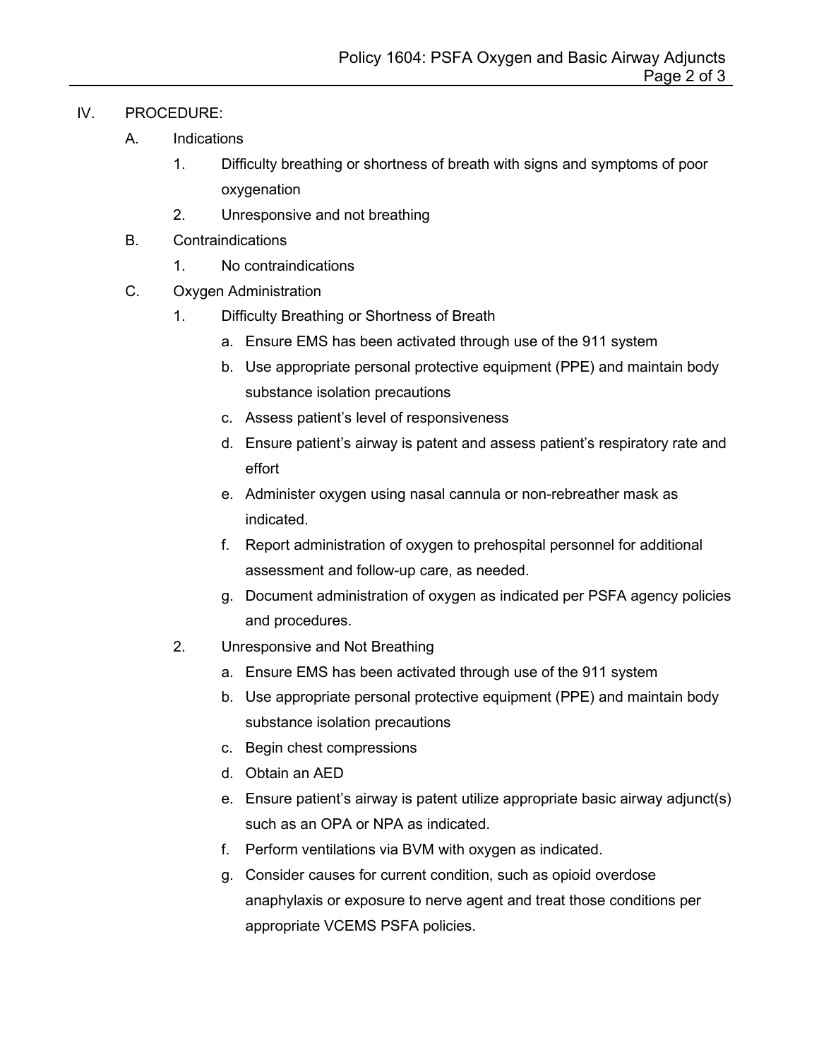IV. PROCEDURE:

A. Indications

1. Difficulty breathing or shortness of breath with signs and symptoms of poor oxygenation
2. Unresponsive and not breathing

B. Contraindications

1. No contraindications

C. Oxygen Administration

1. Difficulty Breathing or Shortness of Breath
    a. Ensure EMS has been activated through use of the 911 system
    b. Use appropriate personal protective equipment (PPE) and maintain body substance isolation precautions
    c. Assess patient's level of responsiveness
    d. Ensure patient's airway is patent and assess patient's respiratory rate and effort
    e. Administer oxygen using nasal cannula or non-rebreather mask as indicated.
    f. Report administration of oxygen to prehospital personnel for additional assessment and follow-up care, as needed.
    g. Document administration of oxygen as indicated per PSFA agency policies and procedures.
2. Unresponsive and Not Breathing
    a. Ensure EMS has been activated through use of the 911 system
    b. Use appropriate personal protective equipment (PPE) and maintain body substance isolation precautions
    c. Begin chest compressions
    d. Obtain an AED
    e. Ensure patient's airway is patent utilize appropriate basic airway adjunct(s) such as an OPA or NPA as indicated.
    f. Perform ventilations via BVM with oxygen as indicated.
    g. Consider causes for current condition, such as opioid overdose anaphylaxis or exposure to nerve agent and treat those conditions per appropriate VCEMS PSFA policies.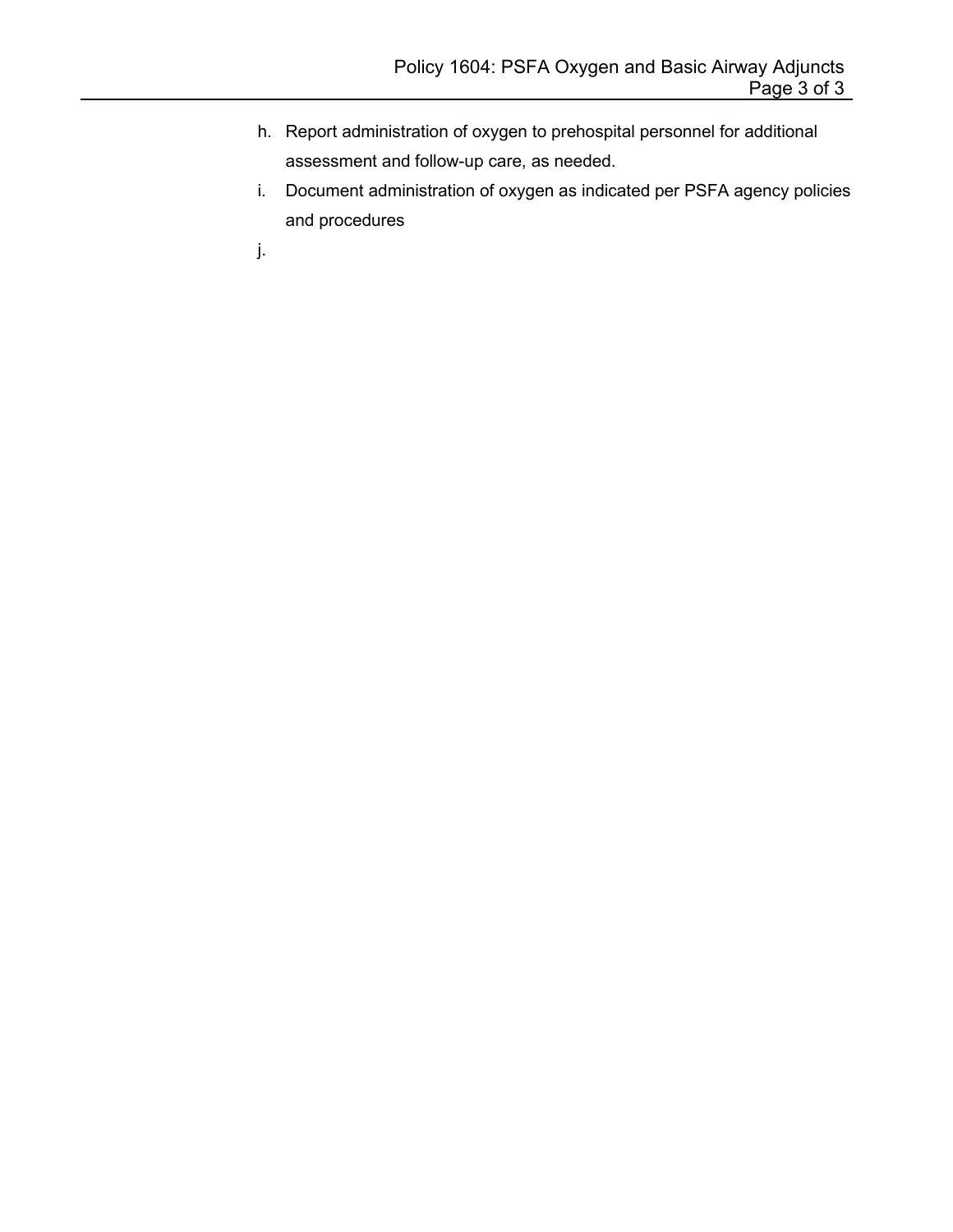h. Report administration of oxygen to prehospital personnel for additional assessment and follow-up care, as needed.
i. Document administration of oxygen as indicated per PSFA agency policies and procedures
j.